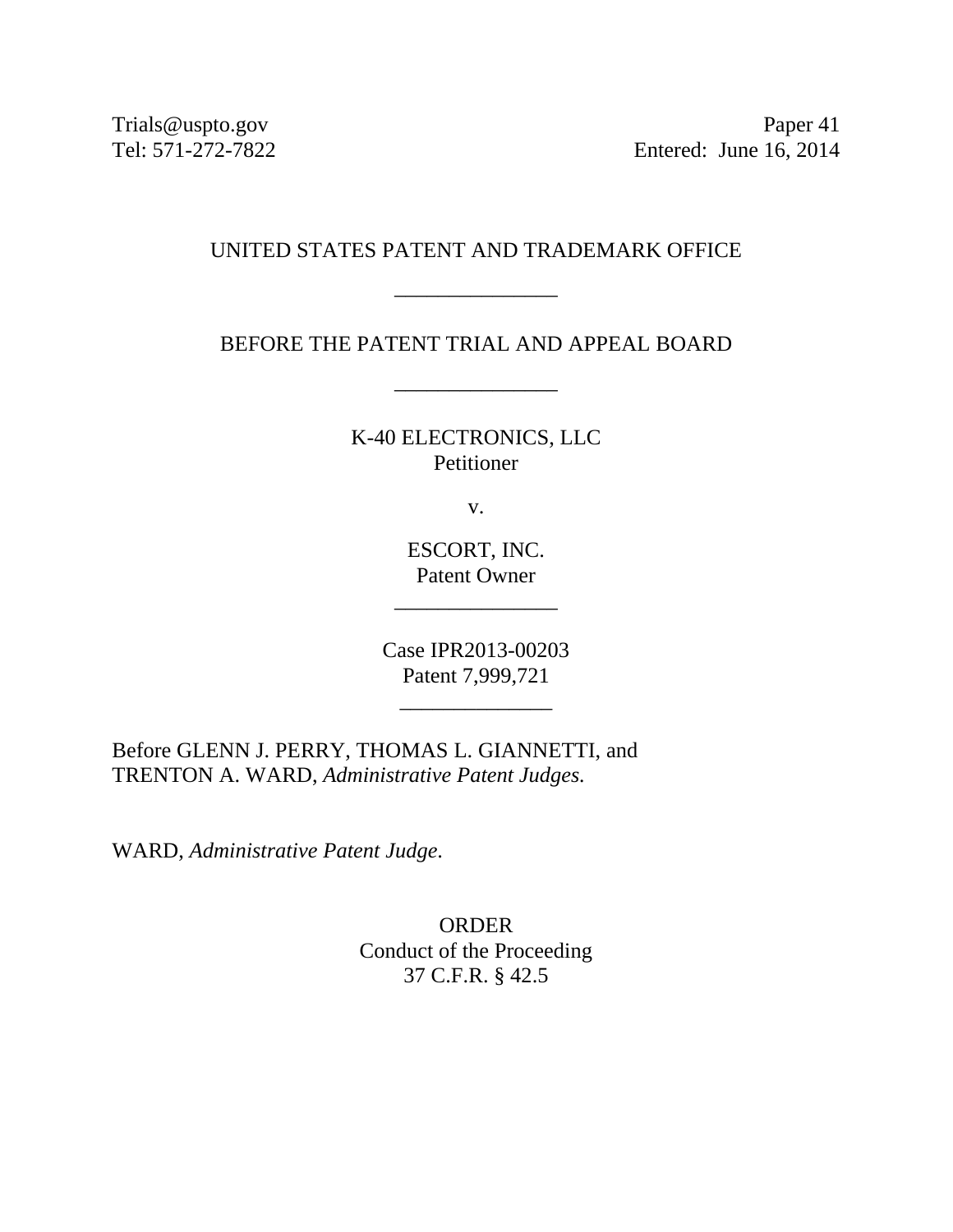Trials@uspto.gov
Tel: 571-272-7822

Paper 41
Entered: June 16, 2014

UNITED STATES PATENT AND TRADEMARK OFFICE

---

BEFORE THE PATENT TRIAL AND APPEAL BOARD

---

K-40 ELECTRONICS, LLC
Petitioner

v.

ESCORT, INC.
Patent Owner

---

Case IPR2013-00203
Patent 7,999,721

---

Before GLENN J. PERRY, THOMAS L. GIANNETTI, and TRENTON A. WARD, *Administrative Patent Judges.*

WARD, *Administrative Patent Judge*.

ORDER
Conduct of the Proceeding
37 C.F.R. § 42.5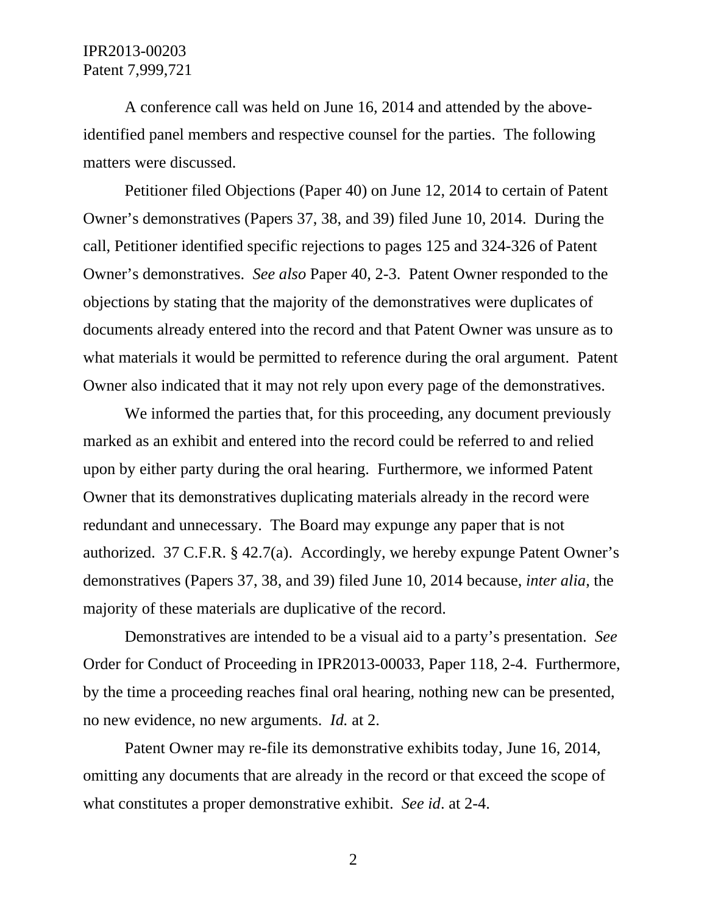A conference call was held on June 16, 2014 and attended by the above-identified panel members and respective counsel for the parties. The following matters were discussed.

Petitioner filed Objections (Paper 40) on June 12, 2014 to certain of Patent Owner's demonstratives (Papers 37, 38, and 39) filed June 10, 2014. During the call, Petitioner identified specific rejections to pages 125 and 324-326 of Patent Owner's demonstratives. *See also* Paper 40, 2-3. Patent Owner responded to the objections by stating that the majority of the demonstratives were duplicates of documents already entered into the record and that Patent Owner was unsure as to what materials it would be permitted to reference during the oral argument. Patent Owner also indicated that it may not rely upon every page of the demonstratives.

We informed the parties that, for this proceeding, any document previously marked as an exhibit and entered into the record could be referred to and relied upon by either party during the oral hearing. Furthermore, we informed Patent Owner that its demonstratives duplicating materials already in the record were redundant and unnecessary. The Board may expunge any paper that is not authorized. 37 C.F.R. § 42.7(a). Accordingly, we hereby expunge Patent Owner's demonstratives (Papers 37, 38, and 39) filed June 10, 2014 because, *inter alia*, the majority of these materials are duplicative of the record.

Demonstratives are intended to be a visual aid to a party's presentation. *See* Order for Conduct of Proceeding in IPR2013-00033, Paper 118, 2-4. Furthermore, by the time a proceeding reaches final oral hearing, nothing new can be presented, no new evidence, no new arguments. *Id.* at 2.

Patent Owner may re-file its demonstrative exhibits today, June 16, 2014, omitting any documents that are already in the record or that exceed the scope of what constitutes a proper demonstrative exhibit. *See id*. at 2-4.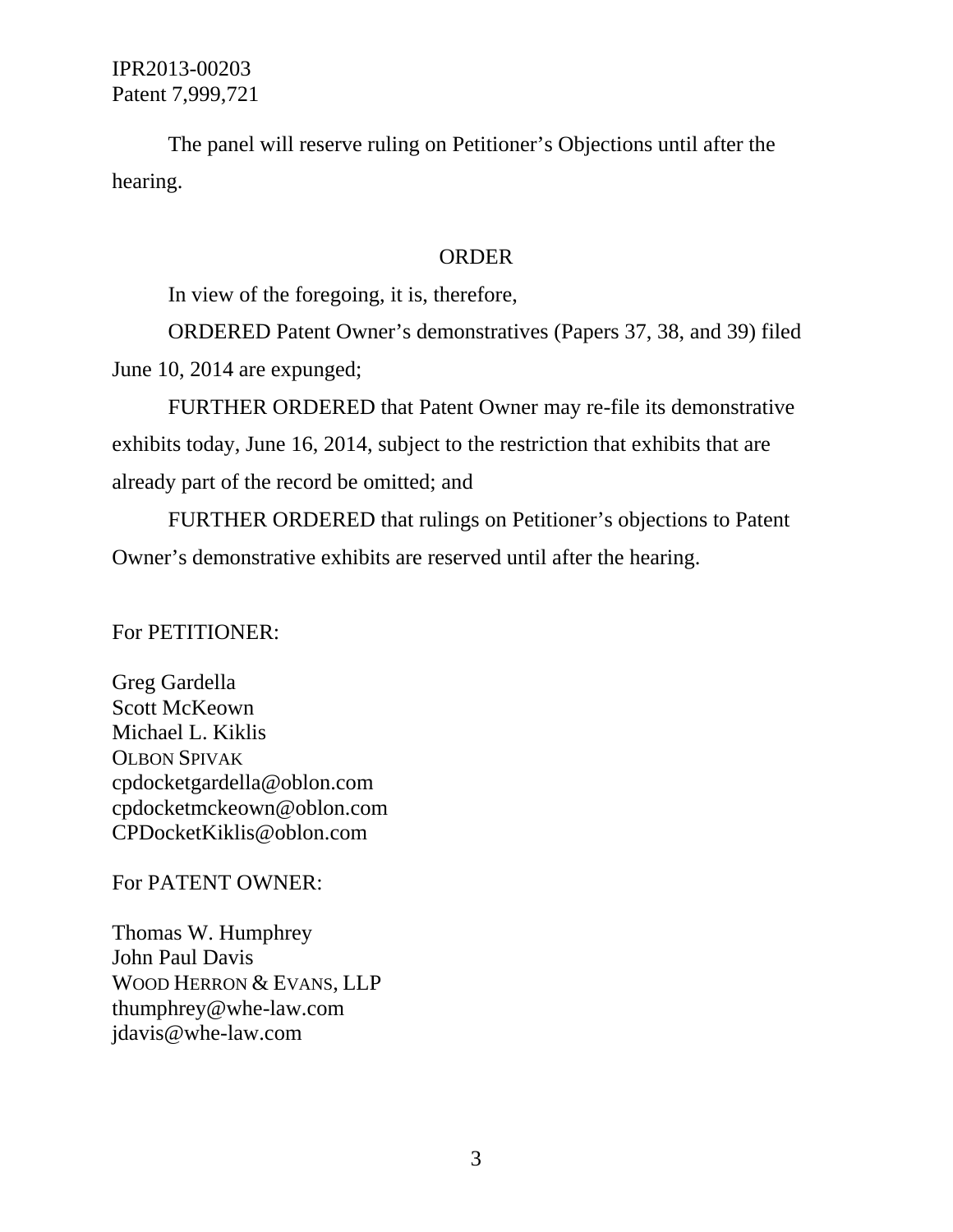The panel will reserve ruling on Petitioner's Objections until after the hearing.

## ORDER

In view of the foregoing, it is, therefore,

ORDERED Patent Owner's demonstratives (Papers 37, 38, and 39) filed June 10, 2014 are expunged;

FURTHER ORDERED that Patent Owner may re-file its demonstrative exhibits today, June 16, 2014, subject to the restriction that exhibits that are already part of the record be omitted; and

FURTHER ORDERED that rulings on Petitioner's objections to Patent Owner's demonstrative exhibits are reserved until after the hearing.

For PETITIONER:

Greg Gardella
Scott McKeown
Michael L. Kiklis
OLBON SPIVAK
cpdocketgardella@oblon.com
cpdocketmckeown@oblon.com
CPDocketKiklis@oblon.com

For PATENT OWNER:

Thomas W. Humphrey
John Paul Davis
WOOD HERRON & EVANS, LLP
thumphrey@whe-law.com
jdavis@whe-law.com